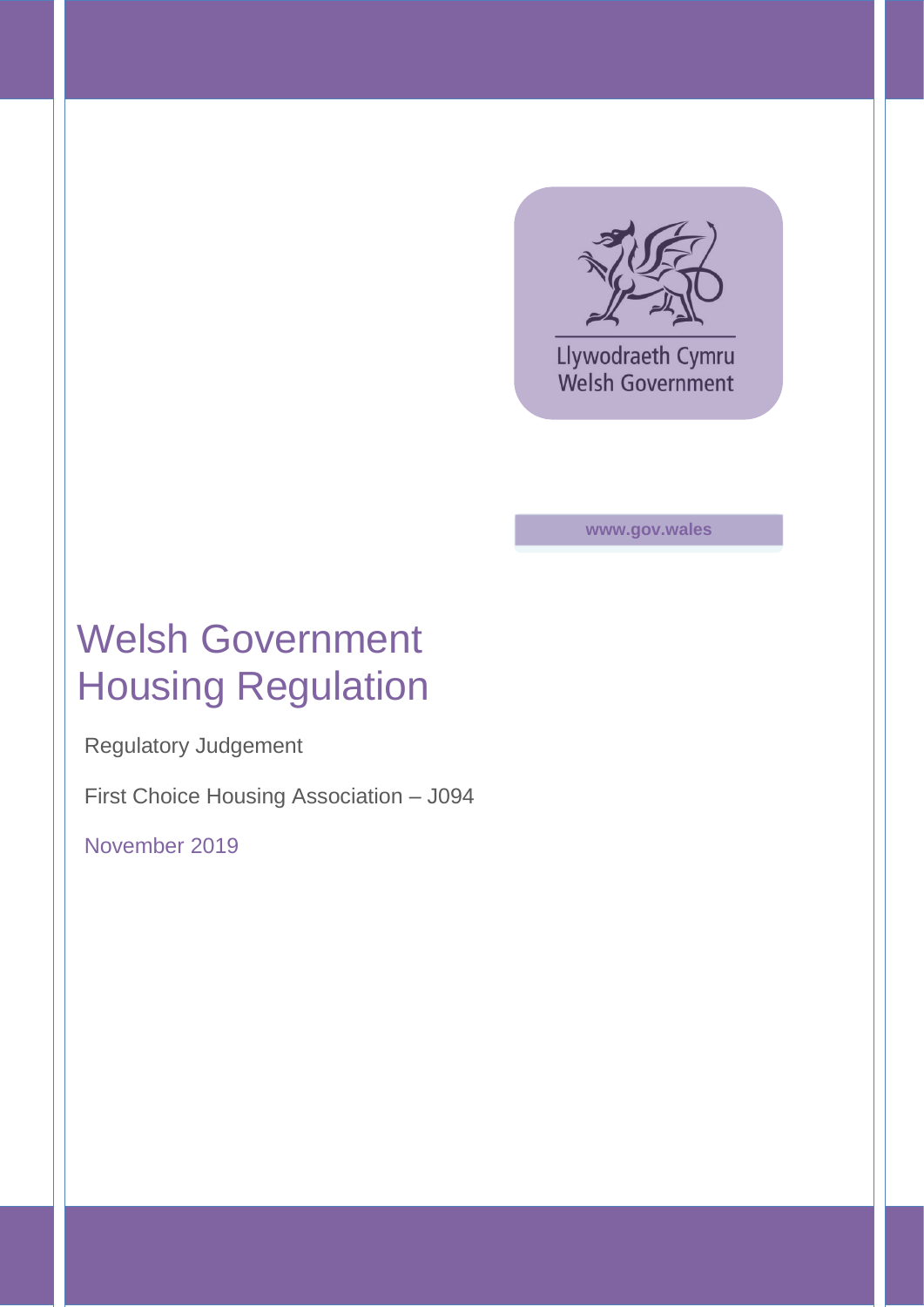Llywodraeth Cymru
Welsh Government

www.gov.wales

# Welsh Government Housing Regulation

Regulatory Judgement

First Choice Housing Association – J094

November 2019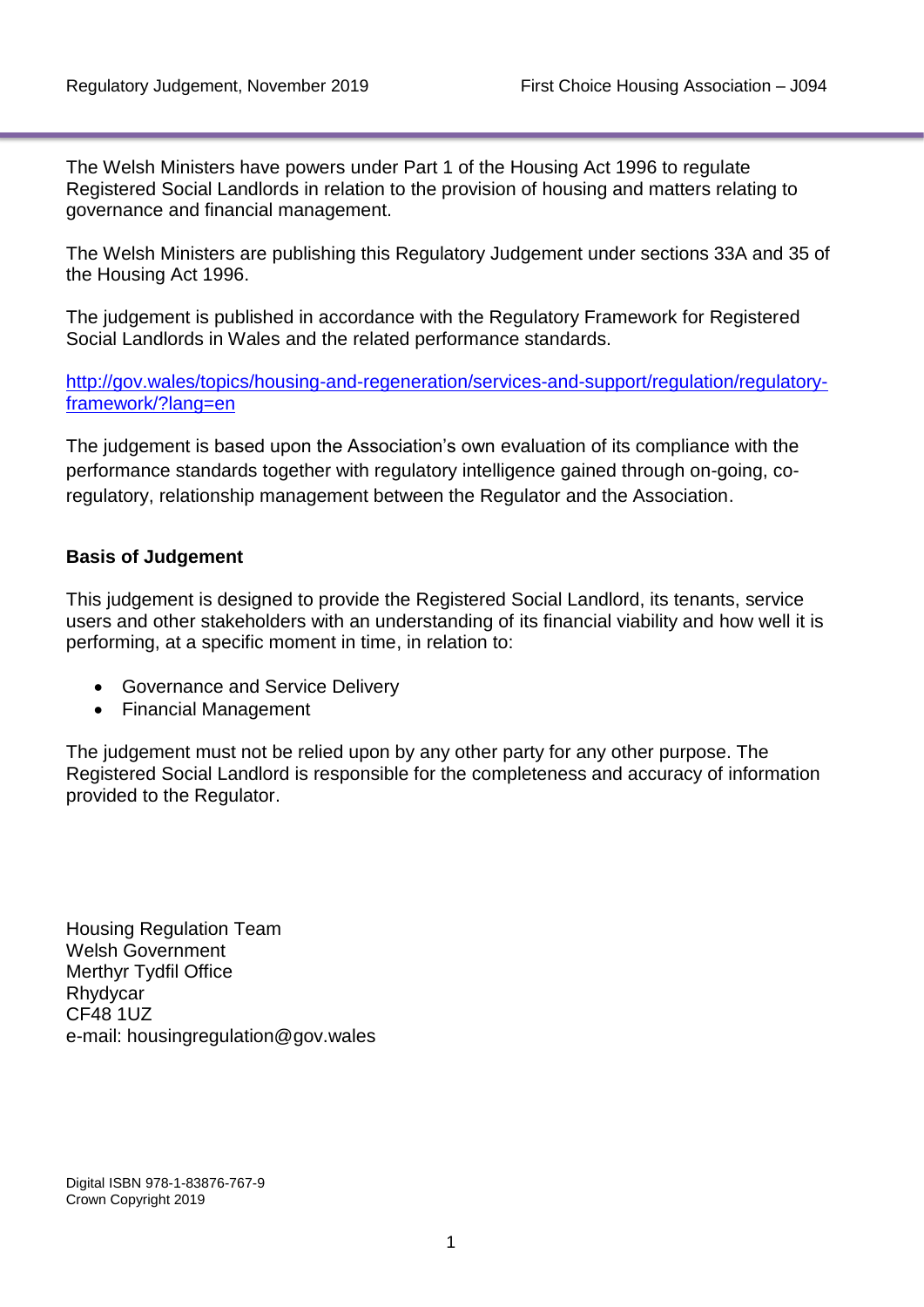The Welsh Ministers have powers under Part 1 of the Housing Act 1996 to regulate Registered Social Landlords in relation to the provision of housing and matters relating to governance and financial management.

The Welsh Ministers are publishing this Regulatory Judgement under sections 33A and 35 of the Housing Act 1996.

The judgement is published in accordance with the Regulatory Framework for Registered Social Landlords in Wales and the related performance standards.

[http://gov.wales/topics/housing-and-regeneration/services-and-support/regulation/regulatory-framework/?lang=en](http://gov.wales/topics/housing-and-regeneration/services-and-support/regulation/regulatory-framework/?lang=en)

The judgement is based upon the Association's own evaluation of its compliance with the performance standards together with regulatory intelligence gained through on-going, co-regulatory, relationship management between the Regulator and the Association.

**Basis of Judgement**

This judgement is designed to provide the Registered Social Landlord, its tenants, service users and other stakeholders with an understanding of its financial viability and how well it is performing, at a specific moment in time, in relation to:

- Governance and Service Delivery
- Financial Management

The judgement must not be relied upon by any other party for any other purpose. The Registered Social Landlord is responsible for the completeness and accuracy of information provided to the Regulator.

Housing Regulation Team
Welsh Government
Merthyr Tydfil Office
Rhydycar
CF48 1UZ
e-mail: housingregulation@gov.wales

Digital ISBN 978-1-83876-767-9
Crown Copyright 2019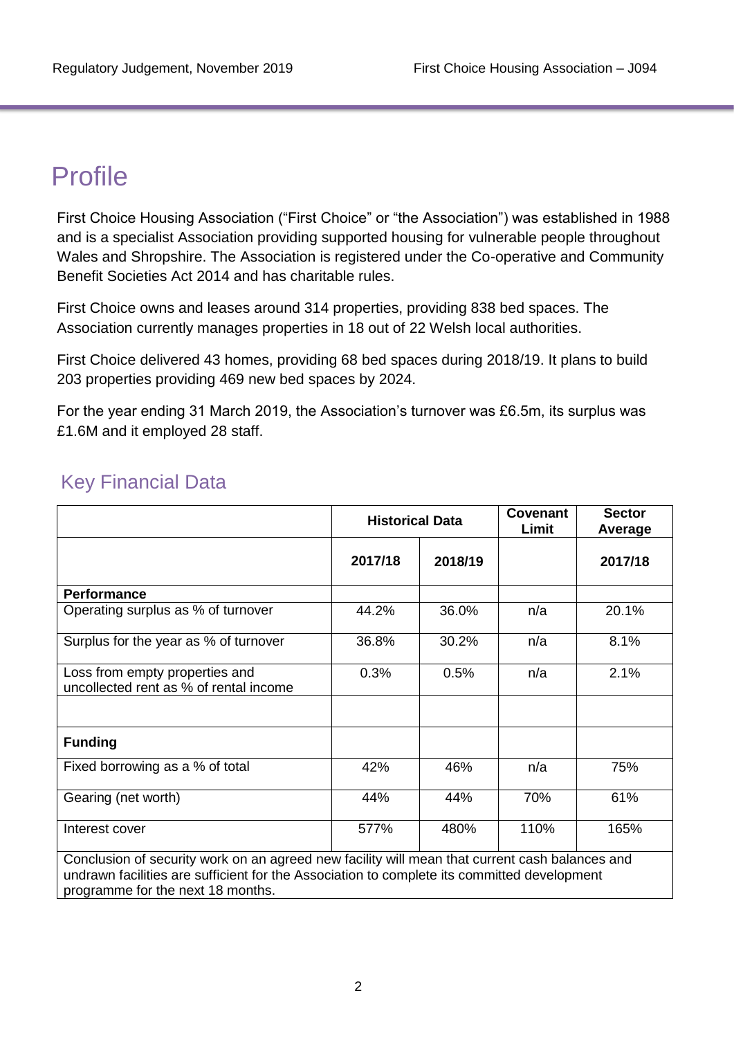# Profile

First Choice Housing Association ("First Choice" or "the Association") was established in 1988 and is a specialist Association providing supported housing for vulnerable people throughout Wales and Shropshire. The Association is registered under the Co-operative and Community Benefit Societies Act 2014 and has charitable rules.

First Choice owns and leases around 314 properties, providing 838 bed spaces. The Association currently manages properties in 18 out of 22 Welsh local authorities.

First Choice delivered 43 homes, providing 68 bed spaces during 2018/19. It plans to build 203 properties providing 469 new bed spaces by 2024.

For the year ending 31 March 2019, the Association's turnover was £6.5m, its surplus was £1.6M and it employed 28 staff.

## Key Financial Data

| | Historical Data | | Covenant Limit | Sector Average |
|---|---|---|---|---|
| | 2017/18 | 2018/19 | | 2017/18 |
| **Performance** | | | | |
| Operating surplus as % of turnover | 44.2% | 36.0% | n/a | 20.1% |
| Surplus for the year as % of turnover | 36.8% | 30.2% | n/a | 8.1% |
| Loss from empty properties and uncollected rent as % of rental income | 0.3% | 0.5% | n/a | 2.1% |
| | | | | |
| **Funding** | | | | |
| Fixed borrowing as a % of total | 42% | 46% | n/a | 75% |
| Gearing (net worth) | 44% | 44% | 70% | 61% |
| Interest cover | 577% | 480% | 110% | 165% |
| Conclusion of security work on an agreed new facility will mean that current cash balances and undrawn facilities are sufficient for the Association to complete its committed development programme for the next 18 months. | | | | |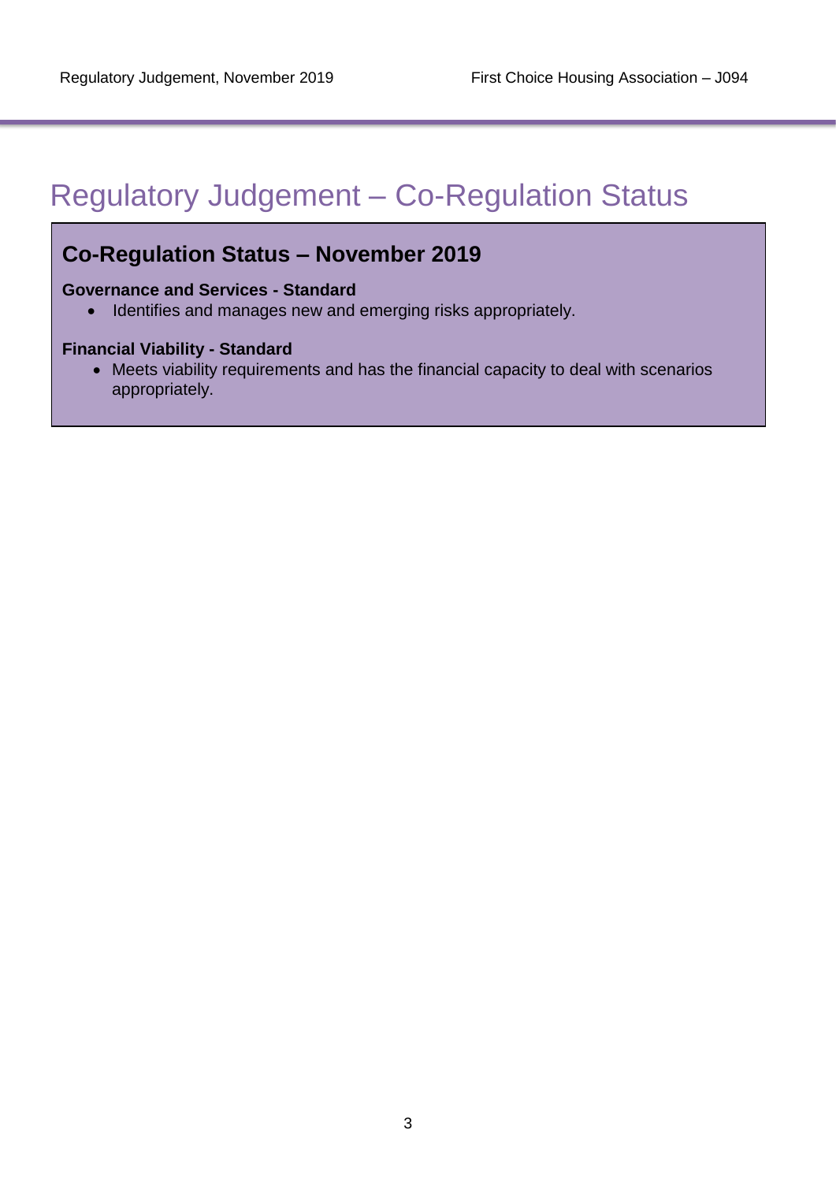# Regulatory Judgement – Co-Regulation Status

## Co-Regulation Status – November 2019

**Governance and Services - Standard**

- Identifies and manages new and emerging risks appropriately.

**Financial Viability - Standard**

- Meets viability requirements and has the financial capacity to deal with scenarios appropriately.